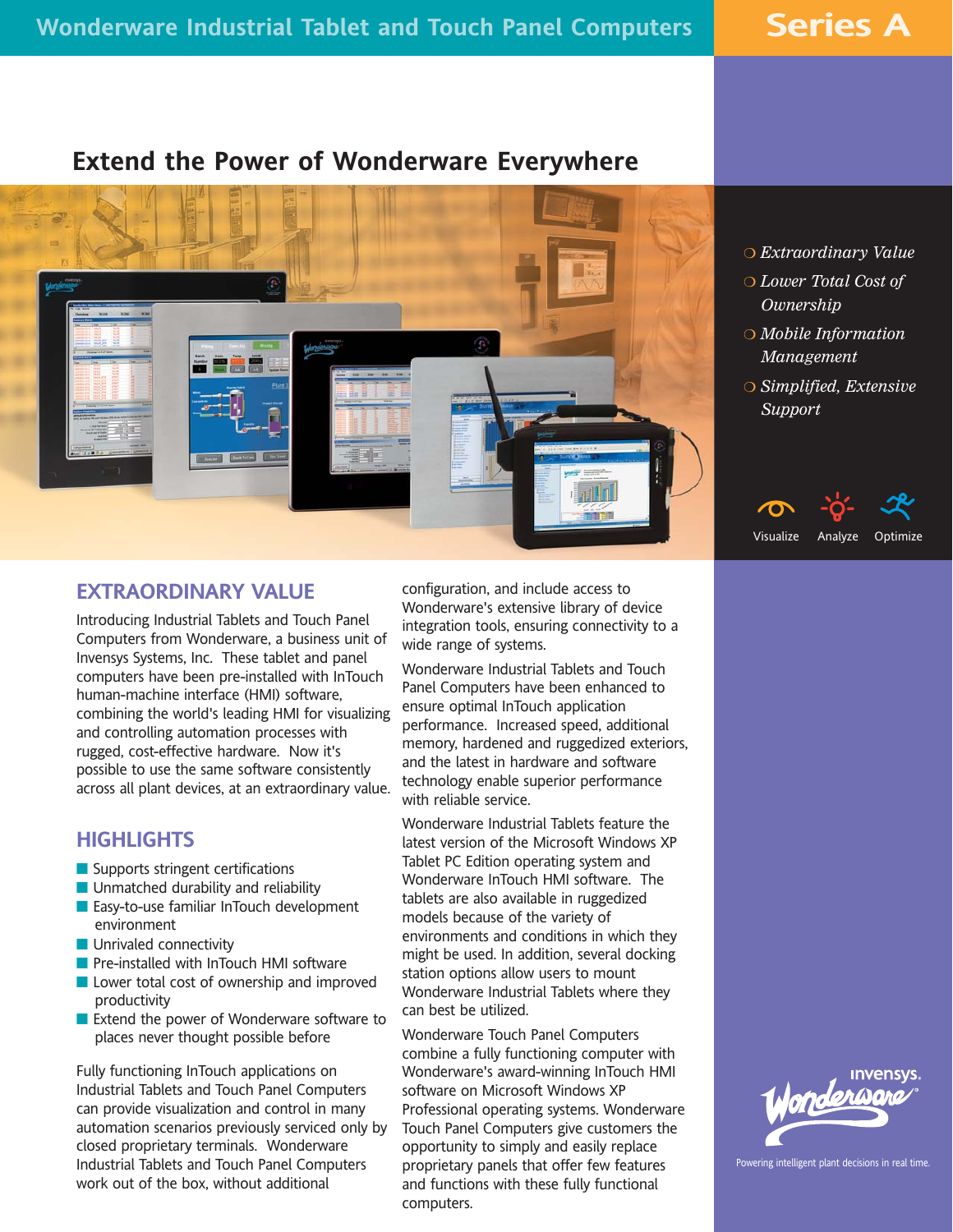# Wonderware Industrial Tablet and Touch Panel Computers

**Series A**

## Extend the Power of Wonderware Everywhere

- *Extraordinary Value*
- *Lower Total Cost of Ownership*
- *Mobile Information Management*
- *Simplified, Extensive Support*

Visualize Analyze Optimize

## EXTRAORDINARY VALUE

Introducing Industrial Tablets and Touch Panel Computers from Wonderware, a business unit of Invensys Systems, Inc. These tablet and panel computers have been pre-installed with InTouch human-machine interface (HMI) software, combining the world's leading HMI for visualizing and controlling automation processes with rugged, cost-effective hardware. Now it's possible to use the same software consistently across all plant devices, at an extraordinary value.

## HIGHLIGHTS

- Supports stringent certifications
- Unmatched durability and reliability
- Easy-to-use familiar InTouch development environment
- Unrivaled connectivity
- Pre-installed with InTouch HMI software
- Lower total cost of ownership and improved productivity
- Extend the power of Wonderware software to places never thought possible before

Fully functioning InTouch applications on Industrial Tablets and Touch Panel Computers can provide visualization and control in many automation scenarios previously serviced only by closed proprietary terminals. Wonderware Industrial Tablets and Touch Panel Computers work out of the box, without additional configuration, and include access to Wonderware's extensive library of device integration tools, ensuring connectivity to a wide range of systems.

Wonderware Industrial Tablets and Touch Panel Computers have been enhanced to ensure optimal InTouch application performance. Increased speed, additional memory, hardened and ruggedized exteriors, and the latest in hardware and software technology enable superior performance with reliable service.

Wonderware Industrial Tablets feature the latest version of the Microsoft Windows XP Tablet PC Edition operating system and Wonderware InTouch HMI software. The tablets are also available in ruggedized models because of the variety of environments and conditions in which they might be used. In addition, several docking station options allow users to mount Wonderware Industrial Tablets where they can best be utilized.

Wonderware Touch Panel Computers combine a fully functioning computer with Wonderware's award-winning InTouch HMI software on Microsoft Windows XP Professional operating systems. Wonderware Touch Panel Computers give customers the opportunity to simply and easily replace proprietary panels that offer few features and functions with these fully functional computers.

Invensys. Wonderware

Powering intelligent plant decisions in real time.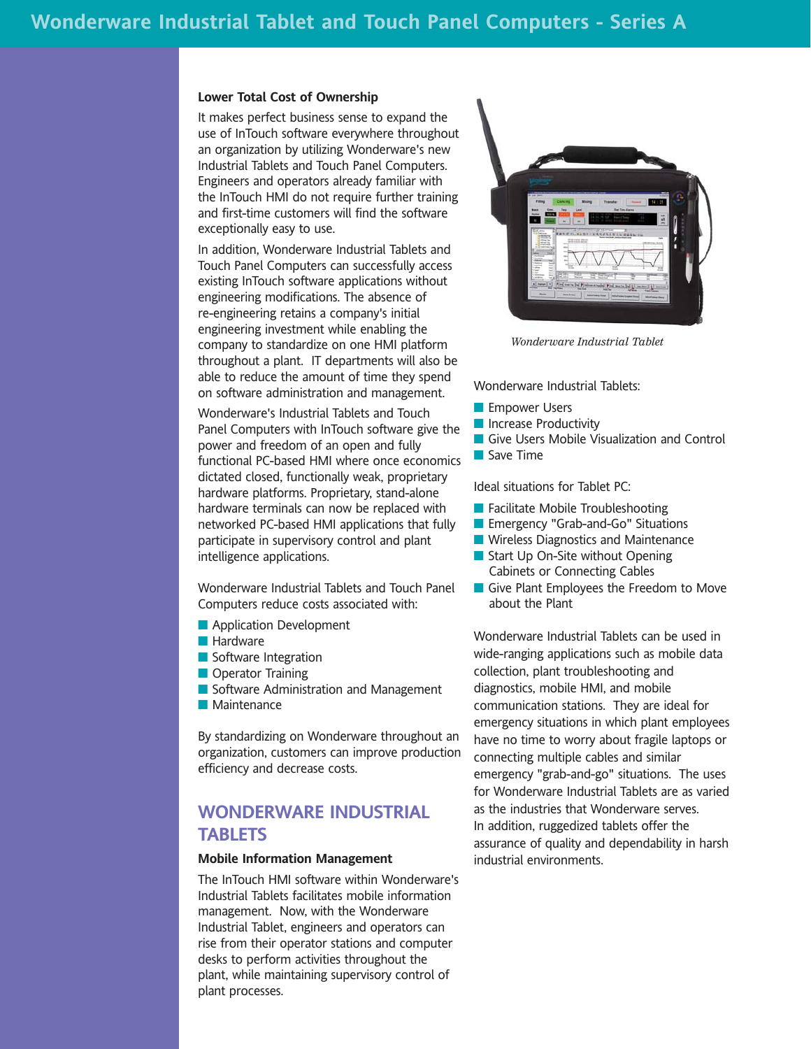### Lower Total Cost of Ownership

It makes perfect business sense to expand the use of InTouch software everywhere throughout an organization by utilizing Wonderware's new Industrial Tablets and Touch Panel Computers. Engineers and operators already familiar with the InTouch HMI do not require further training and first-time customers will find the software exceptionally easy to use.

In addition, Wonderware Industrial Tablets and Touch Panel Computers can successfully access existing InTouch software applications without engineering modifications. The absence of re-engineering retains a company's initial engineering investment while enabling the company to standardize on one HMI platform throughout a plant. IT departments will also be able to reduce the amount of time they spend on software administration and management.

Wonderware's Industrial Tablets and Touch Panel Computers with InTouch software give the power and freedom of an open and fully functional PC-based HMI where once economics dictated closed, functionally weak, proprietary hardware platforms. Proprietary, stand-alone hardware terminals can now be replaced with networked PC-based HMI applications that fully participate in supervisory control and plant intelligence applications.

Wonderware Industrial Tablets and Touch Panel Computers reduce costs associated with:

- Application Development
- Hardware
- Software Integration
- Operator Training
- Software Administration and Management
- Maintenance

By standardizing on Wonderware throughout an organization, customers can improve production efficiency and decrease costs.

## WONDERWARE INDUSTRIAL TABLETS

### Mobile Information Management

The InTouch HMI software within Wonderware's Industrial Tablets facilitates mobile information management. Now, with the Wonderware Industrial Tablet, engineers and operators can rise from their operator stations and computer desks to perform activities throughout the plant, while maintaining supervisory control of plant processes.

*Wonderware Industrial Tablet*

Wonderware Industrial Tablets:

- Empower Users
- Increase Productivity
- Give Users Mobile Visualization and Control
- Save Time

Ideal situations for Tablet PC:

- Facilitate Mobile Troubleshooting
- Emergency "Grab-and-Go" Situations
- Wireless Diagnostics and Maintenance
- Start Up On-Site without Opening Cabinets or Connecting Cables
- Give Plant Employees the Freedom to Move about the Plant

Wonderware Industrial Tablets can be used in wide-ranging applications such as mobile data collection, plant troubleshooting and diagnostics, mobile HMI, and mobile communication stations. They are ideal for emergency situations in which plant employees have no time to worry about fragile laptops or connecting multiple cables and similar emergency "grab-and-go" situations. The uses for Wonderware Industrial Tablets are as varied as the industries that Wonderware serves. In addition, ruggedized tablets offer the assurance of quality and dependability in harsh industrial environments.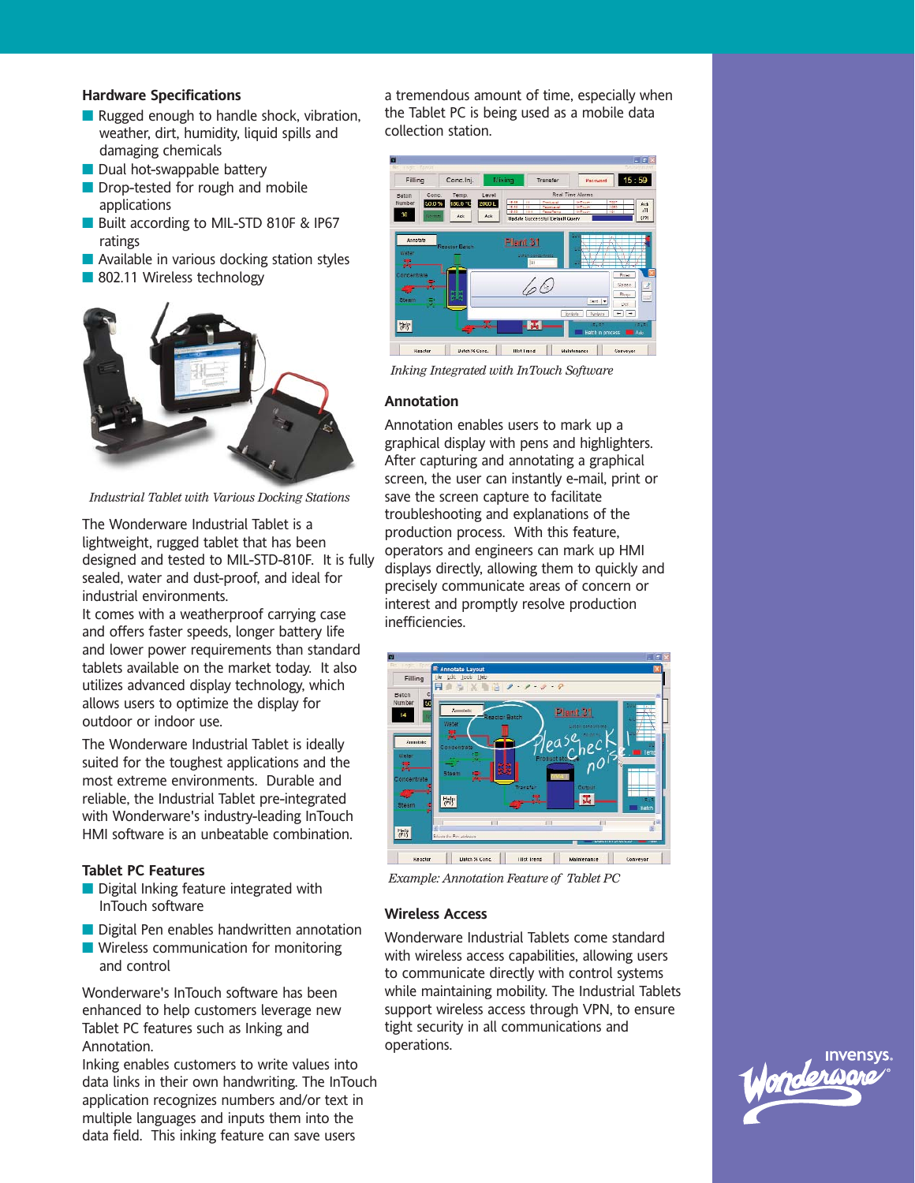## Hardware Specifications

- Rugged enough to handle shock, vibration, weather, dirt, humidity, liquid spills and damaging chemicals
- Dual hot-swappable battery
- Drop-tested for rough and mobile applications
- Built according to MIL-STD 810F & IP67 ratings
- Available in various docking station styles
- 802.11 Wireless technology

*Industrial Tablet with Various Docking Stations*

The Wonderware Industrial Tablet is a lightweight, rugged tablet that has been designed and tested to MIL-STD-810F. It is fully sealed, water and dust-proof, and ideal for industrial environments.
It comes with a weatherproof carrying case and offers faster speeds, longer battery life and lower power requirements than standard tablets available on the market today. It also utilizes advanced display technology, which allows users to optimize the display for outdoor or indoor use.

The Wonderware Industrial Tablet is ideally suited for the toughest applications and the most extreme environments. Durable and reliable, the Industrial Tablet pre-integrated with Wonderware's industry-leading InTouch HMI software is an unbeatable combination.

## Tablet PC Features

- Digital Inking feature integrated with InTouch software
- Digital Pen enables handwritten annotation
- Wireless communication for monitoring and control

Wonderware's InTouch software has been enhanced to help customers leverage new Tablet PC features such as Inking and Annotation.
Inking enables customers to write values into data links in their own handwriting. The InTouch application recognizes numbers and/or text in multiple languages and inputs them into the data field. This inking feature can save users a tremendous amount of time, especially when the Tablet PC is being used as a mobile data collection station.

*Inking Integrated with InTouch Software*

## Annotation

Annotation enables users to mark up a graphical display with pens and highlighters. After capturing and annotating a graphical screen, the user can instantly e-mail, print or save the screen capture to facilitate troubleshooting and explanations of the production process. With this feature, operators and engineers can mark up HMI displays directly, allowing them to quickly and precisely communicate areas of concern or interest and promptly resolve production inefficiencies.

*Example: Annotation Feature of Tablet PC*

## Wireless Access

Wonderware Industrial Tablets come standard with wireless access capabilities, allowing users to communicate directly with control systems while maintaining mobility. The Industrial Tablets support wireless access through VPN, to ensure tight security in all communications and operations.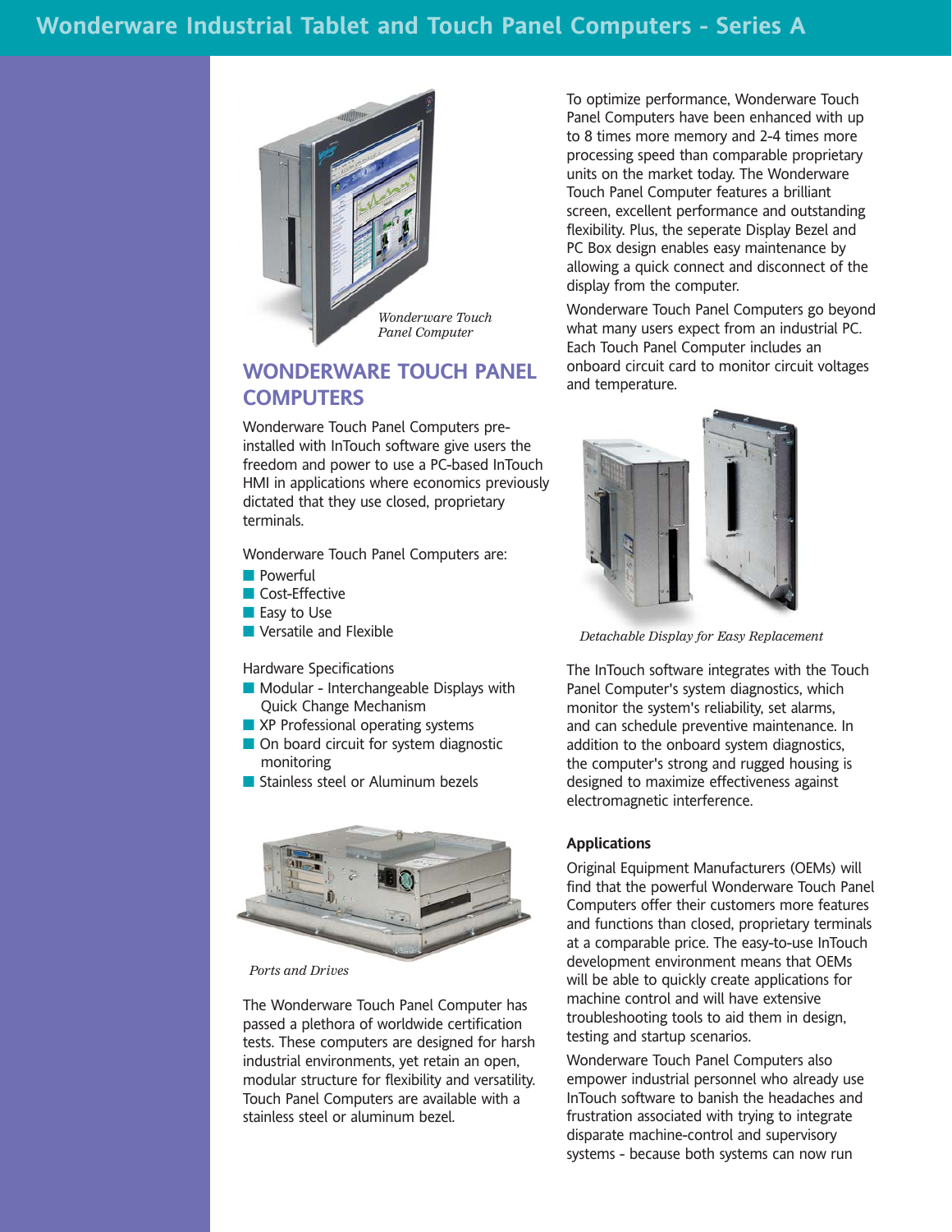*Wonderware Touch Panel Computer*

## WONDERWARE TOUCH PANEL COMPUTERS

Wonderware Touch Panel Computers pre-installed with InTouch software give users the freedom and power to use a PC-based InTouch HMI in applications where economics previously dictated that they use closed, proprietary terminals.

Wonderware Touch Panel Computers are:

- Powerful
- Cost-Effective
- Easy to Use
- Versatile and Flexible

Hardware Specifications

- Modular - Interchangeable Displays with Quick Change Mechanism
- XP Professional operating systems
- On board circuit for system diagnostic monitoring
- Stainless steel or Aluminum bezels

*Ports and Drives*

The Wonderware Touch Panel Computer has passed a plethora of worldwide certification tests. These computers are designed for harsh industrial environments, yet retain an open, modular structure for flexibility and versatility. Touch Panel Computers are available with a stainless steel or aluminum bezel.

To optimize performance, Wonderware Touch Panel Computers have been enhanced with up to 8 times more memory and 2-4 times more processing speed than comparable proprietary units on the market today. The Wonderware Touch Panel Computer features a brilliant screen, excellent performance and outstanding flexibility. Plus, the seperate Display Bezel and PC Box design enables easy maintenance by allowing a quick connect and disconnect of the display from the computer.

Wonderware Touch Panel Computers go beyond what many users expect from an industrial PC. Each Touch Panel Computer includes an onboard circuit card to monitor circuit voltages and temperature.

*Detachable Display for Easy Replacement*

The InTouch software integrates with the Touch Panel Computer's system diagnostics, which monitor the system's reliability, set alarms, and can schedule preventive maintenance. In addition to the onboard system diagnostics, the computer's strong and rugged housing is designed to maximize effectiveness against electromagnetic interference.

### Applications

Original Equipment Manufacturers (OEMs) will find that the powerful Wonderware Touch Panel Computers offer their customers more features and functions than closed, proprietary terminals at a comparable price. The easy-to-use InTouch development environment means that OEMs will be able to quickly create applications for machine control and will have extensive troubleshooting tools to aid them in design, testing and startup scenarios.

Wonderware Touch Panel Computers also empower industrial personnel who already use InTouch software to banish the headaches and frustration associated with trying to integrate disparate machine-control and supervisory systems - because both systems can now run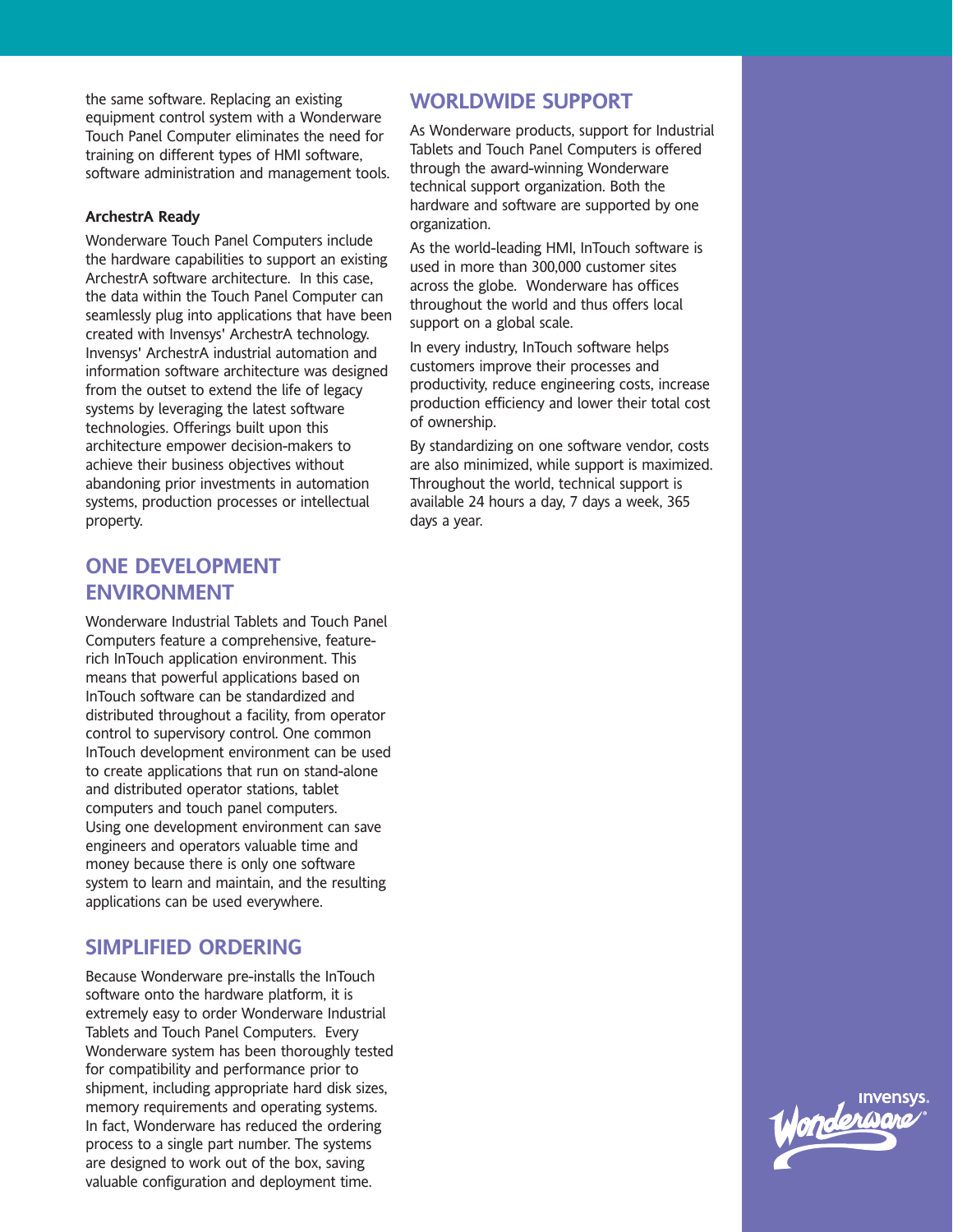the same software. Replacing an existing equipment control system with a Wonderware Touch Panel Computer eliminates the need for training on different types of HMI software, software administration and management tools.

**ArchestrA Ready**

Wonderware Touch Panel Computers include the hardware capabilities to support an existing ArchestrA software architecture. In this case, the data within the Touch Panel Computer can seamlessly plug into applications that have been created with Invensys' ArchestrA technology. Invensys' ArchestrA industrial automation and information software architecture was designed from the outset to extend the life of legacy systems by leveraging the latest software technologies. Offerings built upon this architecture empower decision-makers to achieve their business objectives without abandoning prior investments in automation systems, production processes or intellectual property.

## ONE DEVELOPMENT ENVIRONMENT

Wonderware Industrial Tablets and Touch Panel Computers feature a comprehensive, feature-rich InTouch application environment. This means that powerful applications based on InTouch software can be standardized and distributed throughout a facility, from operator control to supervisory control. One common InTouch development environment can be used to create applications that run on stand-alone and distributed operator stations, tablet computers and touch panel computers. Using one development environment can save engineers and operators valuable time and money because there is only one software system to learn and maintain, and the resulting applications can be used everywhere.

## SIMPLIFIED ORDERING

Because Wonderware pre-installs the InTouch software onto the hardware platform, it is extremely easy to order Wonderware Industrial Tablets and Touch Panel Computers. Every Wonderware system has been thoroughly tested for compatibility and performance prior to shipment, including appropriate hard disk sizes, memory requirements and operating systems. In fact, Wonderware has reduced the ordering process to a single part number. The systems are designed to work out of the box, saving valuable configuration and deployment time.

## WORLDWIDE SUPPORT

As Wonderware products, support for Industrial Tablets and Touch Panel Computers is offered through the award-winning Wonderware technical support organization. Both the hardware and software are supported by one organization.

As the world-leading HMI, InTouch software is used in more than 300,000 customer sites across the globe. Wonderware has offices throughout the world and thus offers local support on a global scale.

In every industry, InTouch software helps customers improve their processes and productivity, reduce engineering costs, increase production efficiency and lower their total cost of ownership.

By standardizing on one software vendor, costs are also minimized, while support is maximized. Throughout the world, technical support is available 24 hours a day, 7 days a week, 365 days a year.

Invensys. Wonderware®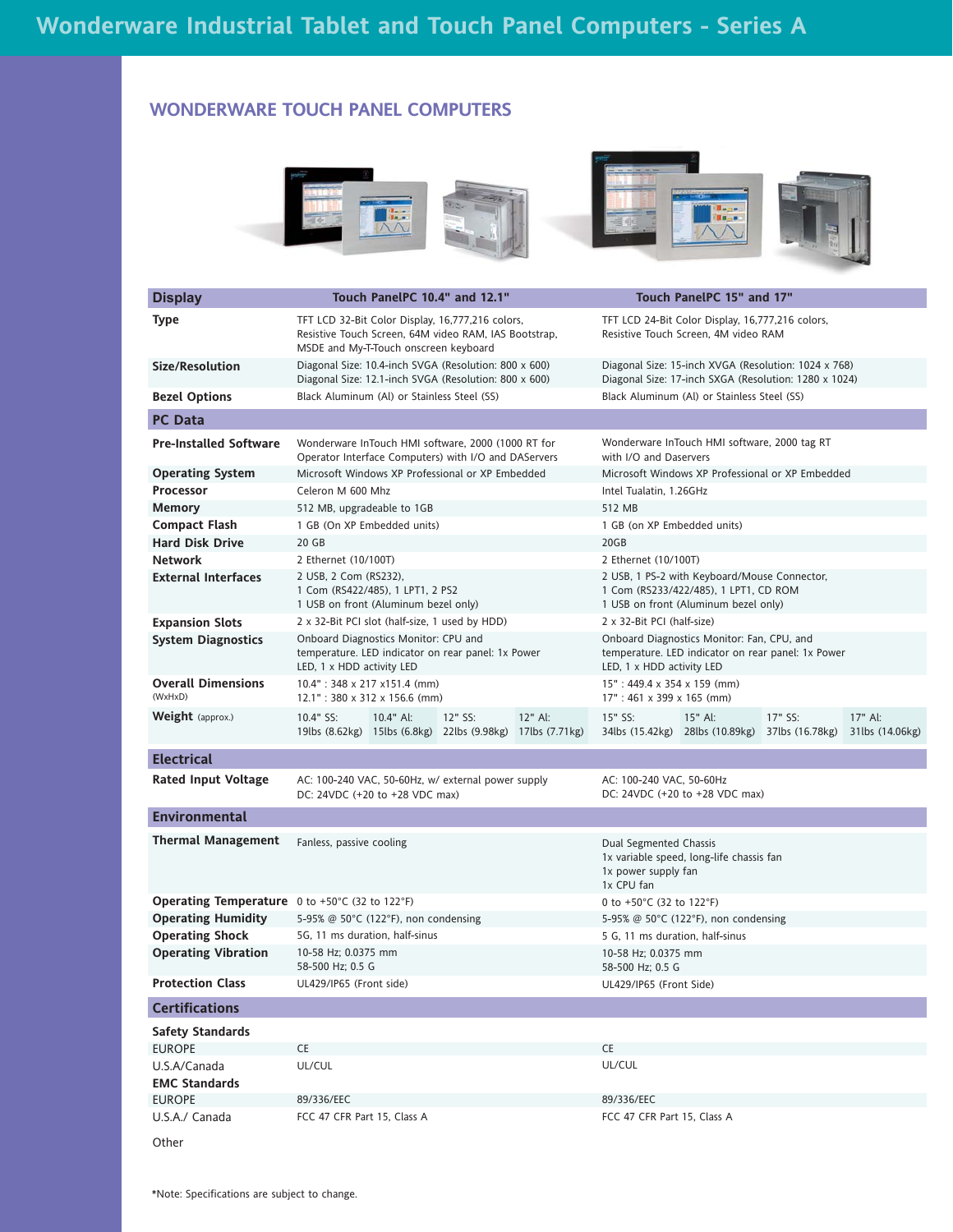# Wonderware Industrial Tablet and Touch Panel Computers - Series A

## WONDERWARE TOUCH PANEL COMPUTERS

| Display | Touch PanelPC 10.4" and 12.1" | Touch PanelPC 15" and 17" |
|---|---|---|
| **Type** | TFT LCD 32-Bit Color Display, 16,777,216 colors, Resistive Touch Screen, 64M video RAM, IAS Bootstrap, MSDE and My-T-Touch onscreen keyboard | TFT LCD 24-Bit Color Display, 16,777,216 colors, Resistive Touch Screen, 4M video RAM |
| **Size/Resolution** | Diagonal Size: 10.4-inch SVGA (Resolution: 800 x 600)<br>Diagonal Size: 12.1-inch SVGA (Resolution: 800 x 600) | Diagonal Size: 15-inch XVGA (Resolution: 1024 x 768)<br>Diagonal Size: 17-inch SXGA (Resolution: 1280 x 1024) |
| **Bezel Options** | Black Aluminum (Al) or Stainless Steel (SS) | Black Aluminum (Al) or Stainless Steel (SS) |
| **PC Data** | | |
| **Pre-Installed Software** | Wonderware InTouch HMI software, 2000 (1000 RT for Operator Interface Computers) with I/O and DAServers | Wonderware InTouch HMI software, 2000 tag RT with I/O and Daservers |
| **Operating System** | Microsoft Windows XP Professional or XP Embedded | Microsoft Windows XP Professional or XP Embedded |
| **Processor** | Celeron M 600 Mhz | Intel Tualatin, 1.26GHz |
| **Memory** | 512 MB, upgradeable to 1GB | 512 MB |
| **Compact Flash** | 1 GB (On XP Embedded units) | 1 GB (on XP Embedded units) |
| **Hard Disk Drive** | 20 GB | 20GB |
| **Network** | 2 Ethernet (10/100T) | 2 Ethernet (10/100T) |
| **External Interfaces** | 2 USB, 2 Com (RS232),<br>1 Com (RS422/485), 1 LPT1, 2 PS2<br>1 USB on front (Aluminum bezel only) | 2 USB, 1 PS-2 with Keyboard/Mouse Connector,<br>1 Com (RS233/422/485), 1 LPT1, CD ROM<br>1 USB on front (Aluminum bezel only) |
| **Expansion Slots** | 2 x 32-Bit PCI slot (half-size, 1 used by HDD) | 2 x 32-Bit PCI (half-size) |
| **System Diagnostics** | Onboard Diagnostics Monitor: CPU and temperature. LED indicator on rear panel: 1x Power LED, 1 x HDD activity LED | Onboard Diagnostics Monitor: Fan, CPU, and temperature. LED indicator on rear panel: 1x Power LED, 1 x HDD activity LED |
| **Overall Dimensions** (WxHxD) | 10.4" : 348 x 217 x151.4 (mm)<br>12.1" : 380 x 312 x 156.6 (mm) | 15" : 449.4 x 354 x 159 (mm)<br>17" : 461 x 399 x 165 (mm) |
| **Weight** (approx.) | 10.4" SS: 19lbs (8.62kg); 10.4" Al: 15lbs (6.8kg); 12" SS: 22lbs (9.98kg); 12" Al: 17lbs (7.71kg) | 15" SS: 34lbs (15.42kg); 15" Al: 28lbs (10.89kg); 17" SS: 37lbs (16.78kg); 17" Al: 31lbs (14.06kg) |
| **Electrical** | | |
| **Rated Input Voltage** | AC: 100-240 VAC, 50-60Hz, w/ external power supply<br>DC: 24VDC (+20 to +28 VDC max) | AC: 100-240 VAC, 50-60Hz<br>DC: 24VDC (+20 to +28 VDC max) |
| **Environmental** | | |
| **Thermal Management** | Fanless, passive cooling | Dual Segmented Chassis<br>1x variable speed, long-life chassis fan<br>1x power supply fan<br>1x CPU fan |
| **Operating Temperature** | 0 to +50°C (32 to 122°F) | 0 to +50°C (32 to 122°F) |
| **Operating Humidity** | 5-95% @ 50°C (122°F), non condensing | 5-95% @ 50°C (122°F), non condensing |
| **Operating Shock** | 5G, 11 ms duration, half-sinus | 5 G, 11 ms duration, half-sinus |
| **Operating Vibration** | 10-58 Hz; 0.0375 mm<br>58-500 Hz; 0.5 G | 10-58 Hz; 0.0375 mm<br>58-500 Hz; 0.5 G |
| **Protection Class** | UL429/IP65 (Front side) | UL429/IP65 (Front Side) |
| **Certifications** | | |
| **Safety Standards** | | |
| EUROPE | CE | CE |
| U.S.A/Canada | UL/CUL | UL/CUL |
| **EMC Standards** | | |
| EUROPE | 89/336/EEC | 89/336/EEC |
| U.S.A./ Canada | FCC 47 CFR Part 15, Class A | FCC 47 CFR Part 15, Class A |
| Other | | |

*Note: Specifications are subject to change.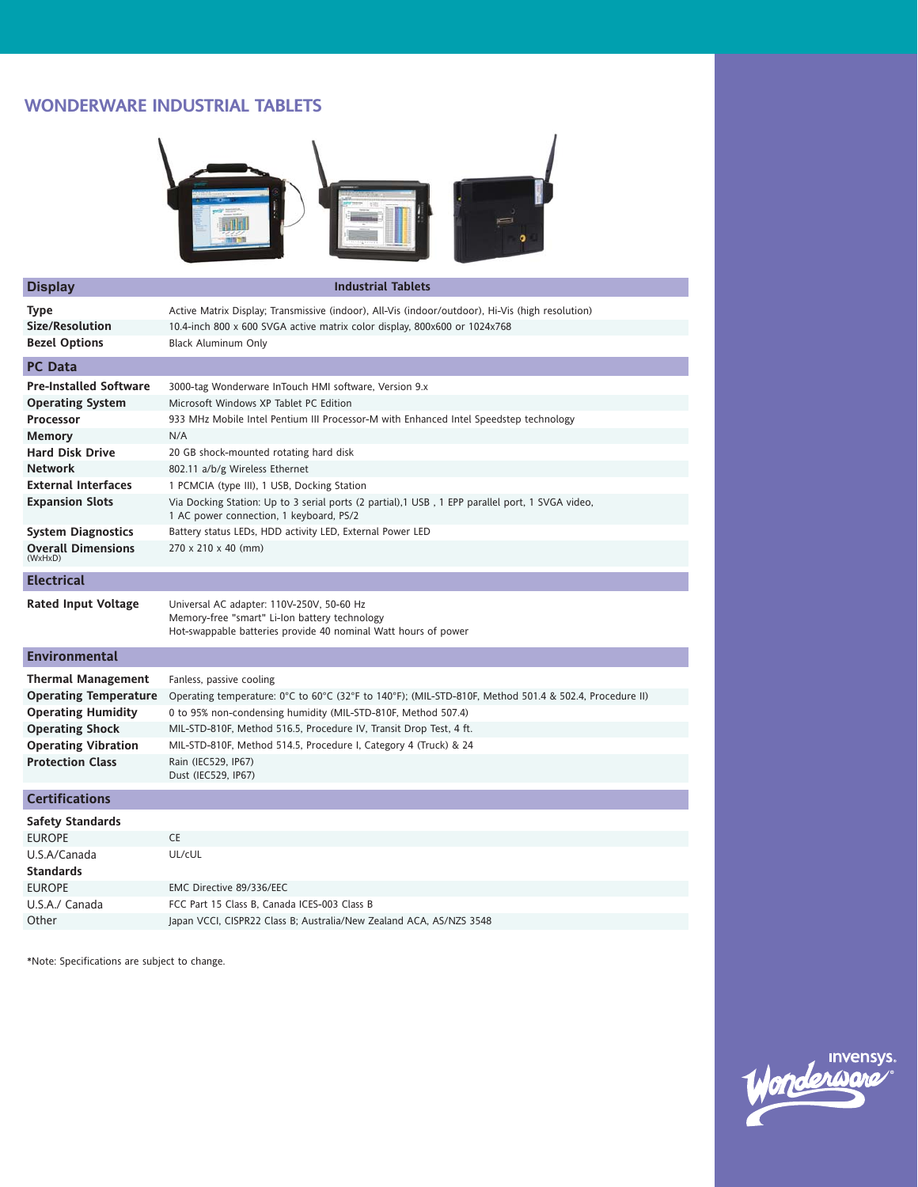## WONDERWARE INDUSTRIAL TABLETS

| Display | Industrial Tablets |
|---|---|
| **Type** | Active Matrix Display; Transmissive (indoor), All-Vis (indoor/outdoor), Hi-Vis (high resolution) |
| **Size/Resolution** | 10.4-inch 800 x 600 SVGA active matrix color display, 800x600 or 1024x768 |
| **Bezel Options** | Black Aluminum Only |
| **PC Data** | |
| **Pre-Installed Software** | 3000-tag Wonderware InTouch HMI software, Version 9.x |
| **Operating System** | Microsoft Windows XP Tablet PC Edition |
| **Processor** | 933 MHz Mobile Intel Pentium III Processor-M with Enhanced Intel Speedstep technology |
| **Memory** | N/A |
| **Hard Disk Drive** | 20 GB shock-mounted rotating hard disk |
| **Network** | 802.11 a/b/g Wireless Ethernet |
| **External Interfaces** | 1 PCMCIA (type III), 1 USB, Docking Station |
| **Expansion Slots** | Via Docking Station: Up to 3 serial ports (2 partial),1 USB , 1 EPP parallel port, 1 SVGA video, 1 AC power connection, 1 keyboard, PS/2 |
| **System Diagnostics** | Battery status LEDs, HDD activity LED, External Power LED |
| **Overall Dimensions** (WxHxD) | 270 x 210 x 40 (mm) |
| **Electrical** | |
| **Rated Input Voltage** | Universal AC adapter: 110V-250V, 50-60 Hz<br>Memory-free "smart" Li-Ion battery technology<br>Hot-swappable batteries provide 40 nominal Watt hours of power |
| **Environmental** | |
| **Thermal Management** | Fanless, passive cooling |
| **Operating Temperature** | Operating temperature: 0°C to 60°C (32°F to 140°F); (MIL-STD-810F, Method 501.4 & 502.4, Procedure II) |
| **Operating Humidity** | 0 to 95% non-condensing humidity (MIL-STD-810F, Method 507.4) |
| **Operating Shock** | MIL-STD-810F, Method 516.5, Procedure IV, Transit Drop Test, 4 ft. |
| **Operating Vibration** | MIL-STD-810F, Method 514.5, Procedure I, Category 4 (Truck) & 24 |
| **Protection Class** | Rain (IEC529, IP67)<br>Dust (IEC529, IP67) |
| **Certifications** | |
| **Safety Standards** | |
| EUROPE | CE |
| U.S.A/Canada | UL/cUL |
| **Standards** | |
| EUROPE | EMC Directive 89/336/EEC |
| U.S.A./ Canada | FCC Part 15 Class B, Canada ICES-003 Class B |
| Other | Japan VCCI, CISPR22 Class B; Australia/New Zealand ACA, AS/NZS 3548 |

*Note: Specifications are subject to change.

Invensys. Wonderware®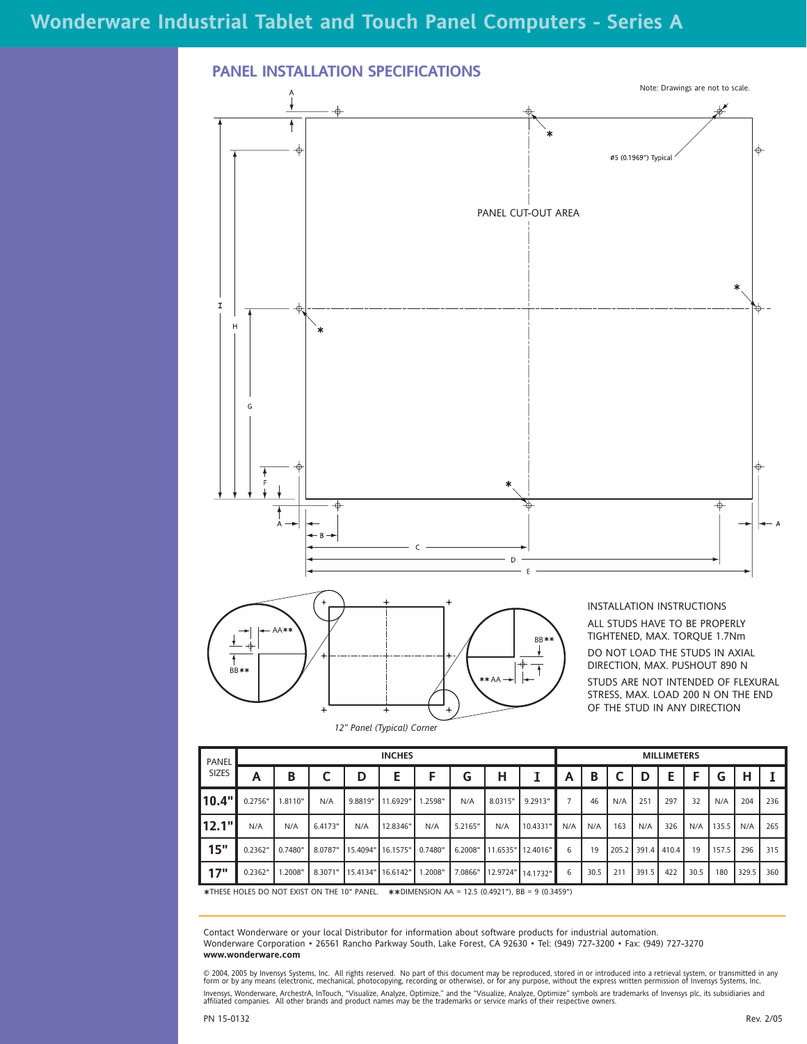## PANEL INSTALLATION SPECIFICATIONS

Note: Drawings are not to scale.

ø5 (0.1969") Typical

PANEL CUT-OUT AREA

A
B
C
D
E
F
G
H
I
AA**
BB**

12" Panel (Typical) Corner

INSTALLATION INSTRUCTIONS

ALL STUDS HAVE TO BE PROPERLY TIGHTENED, MAX. TORQUE 1.7Nm

DO NOT LOAD THE STUDS IN AXIAL DIRECTION, MAX. PUSHOUT 890 N

STUDS ARE NOT INTENDED OF FLEXURAL STRESS, MAX. LOAD 200 N ON THE END OF THE STUD IN ANY DIRECTION

| PANEL SIZES | INCHES | | | | | | | | | MILLIMETERS | | | | | | | | |
|---|---|---|---|---|---|---|---|---|---|---|---|---|---|---|---|---|---|---|
| | A | B | C | D | E | F | G | H | I | A | B | C | D | E | F | G | H | I |
| 10.4" | 0.2756" | 1.8110" | N/A | 9.8819" | 11.6929" | 1.2598" | N/A | 8.0315" | 9.2913" | 7 | 46 | N/A | 251 | 297 | 32 | N/A | 204 | 236 |
| 12.1" | N/A | N/A | 6.4173" | N/A | 12.8346" | N/A | 5.2165" | N/A | 10.4331" | N/A | N/A | 163 | N/A | 326 | N/A | 135.5 | N/A | 265 |
| 15" | 0.2362" | 0.7480" | 8.0787" | 15.4094" | 16.1575" | 0.7480" | 6.2008" | 11.6535" | 12.4016" | 6 | 19 | 205.2 | 391.4 | 410.4 | 19 | 157.5 | 296 | 315 |
| 17" | 0.2362" | 1.2008" | 8.3071" | 15.4134" | 16.6142" | 1.2008" | 7.0866" | 12.9724" | 14.1732" | 6 | 30.5 | 211 | 391.5 | 422 | 30.5 | 180 | 329.5 | 360 |

*THESE HOLES DO NOT EXIST ON THE 10" PANEL. **DIMENSION AA = 12.5 (0.4921"), BB = 9 (0.3459")

---

Contact Wonderware or your local Distributor for information about software products for industrial automation.
Wonderware Corporation • 26561 Rancho Parkway South, Lake Forest, CA 92630 • Tel: (949) 727-3200 • Fax: (949) 727-3270
**www.wonderware.com**

© 2004, 2005 by Invensys Systems, Inc. All rights reserved. No part of this document may be reproduced, stored in or introduced into a retrieval system, or transmitted in any form or by any means (electronic, mechanical, photocopying, recording or otherwise), or for any purpose, without the express written permission of Invensys Systems, Inc.
Invensys, Wonderware, ArchestrA, InTouch, "Visualize, Analyze, Optimize," and the "Visualize, Analyze, Optimize" symbols are trademarks of Invensys plc, its subsidiaries and affiliated companies. All other brands and product names may be the trademarks or service marks of their respective owners.

PN 15-0132 Rev. 2/05